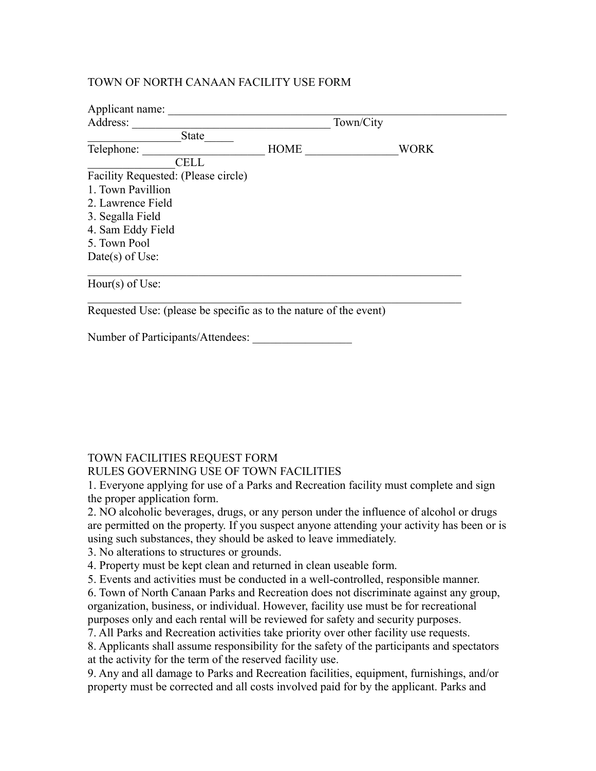TOWN OF NORTH CANAAN FACILITY USE FORM

Applicant name: ____________________________________________________________

Address: __________________________________ Town/City ________________State_____

Telephone: _____________________ HOME ________________WORK _______________CELL

Facility Requested: (Please circle)

1. Town Pavillion
2. Lawrence Field
3. Segalla Field
4. Sam Eddy Field
5. Town Pool

Date(s) of Use: ________________________________________________________________

Hour(s) of Use: ________________________________________________________________

Requested Use: (please be specific as to the nature of the event)

Number of Participants/Attendees: _________________

TOWN FACILITIES REQUEST FORM

RULES GOVERNING USE OF TOWN FACILITIES

1. Everyone applying for use of a Parks and Recreation facility must complete and sign the proper application form.
2. NO alcoholic beverages, drugs, or any person under the influence of alcohol or drugs are permitted on the property. If you suspect anyone attending your activity has been or is using such substances, they should be asked to leave immediately.
3. No alterations to structures or grounds.
4. Property must be kept clean and returned in clean useable form.
5. Events and activities must be conducted in a well-controlled, responsible manner.
6. Town of North Canaan Parks and Recreation does not discriminate against any group, organization, business, or individual. However, facility use must be for recreational purposes only and each rental will be reviewed for safety and security purposes.
7. All Parks and Recreation activities take priority over other facility use requests.
8. Applicants shall assume responsibility for the safety of the participants and spectators at the activity for the term of the reserved facility use.
9. Any and all damage to Parks and Recreation facilities, equipment, furnishings, and/or property must be corrected and all costs involved paid for by the applicant. Parks and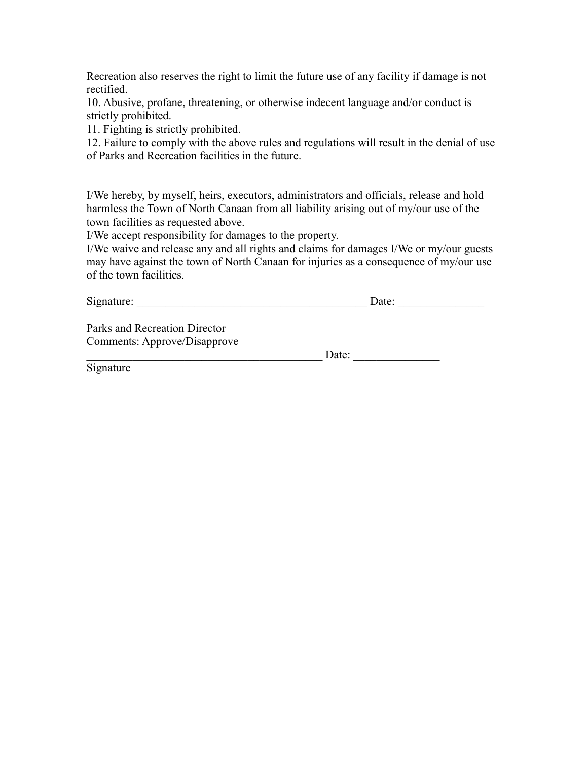Recreation also reserves the right to limit the future use of any facility if damage is not rectified.

10. Abusive, profane, threatening, or otherwise indecent language and/or conduct is strictly prohibited.

11. Fighting is strictly prohibited.

12. Failure to comply with the above rules and regulations will result in the denial of use of Parks and Recreation facilities in the future.

I/We hereby, by myself, heirs, executors, administrators and officials, release and hold harmless the Town of North Canaan from all liability arising out of my/our use of the town facilities as requested above.

I/We accept responsibility for damages to the property.

I/We waive and release any and all rights and claims for damages I/We or my/our guests may have against the town of North Canaan for injuries as a consequence of my/our use of the town facilities.

Signature: ________________________________________ Date: _______________

Parks and Recreation Director
Comments: Approve/Disapprove

__________________________________________ Date: _______________
Signature